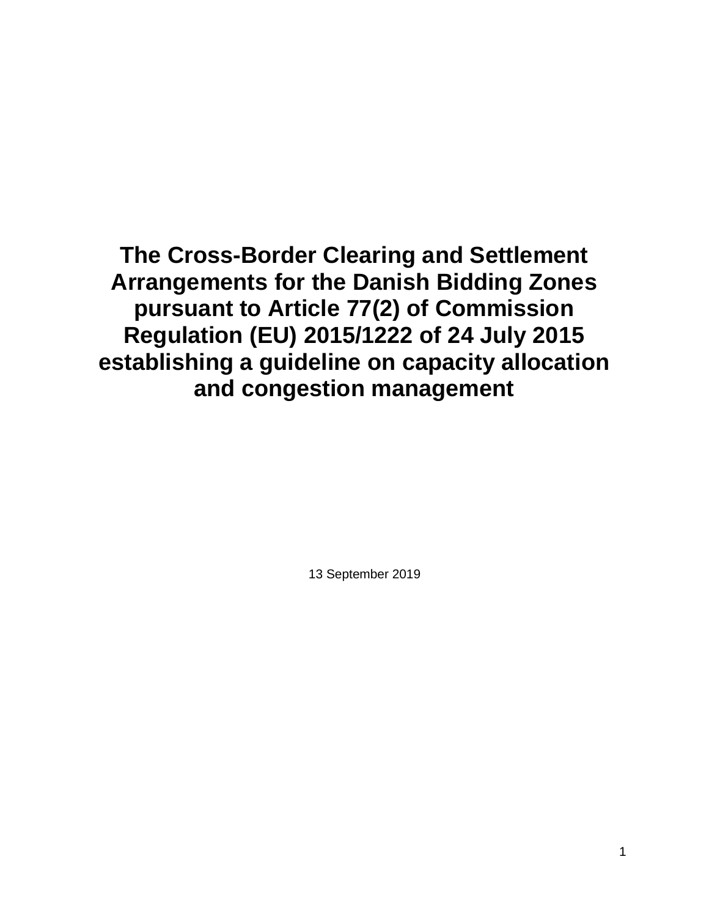# The Cross-Border Clearing and Settlement Arrangements for the Danish Bidding Zones pursuant to Article 77(2) of Commission Regulation (EU) 2015/1222 of 24 July 2015 establishing a guideline on capacity allocation and congestion management

13 September 2019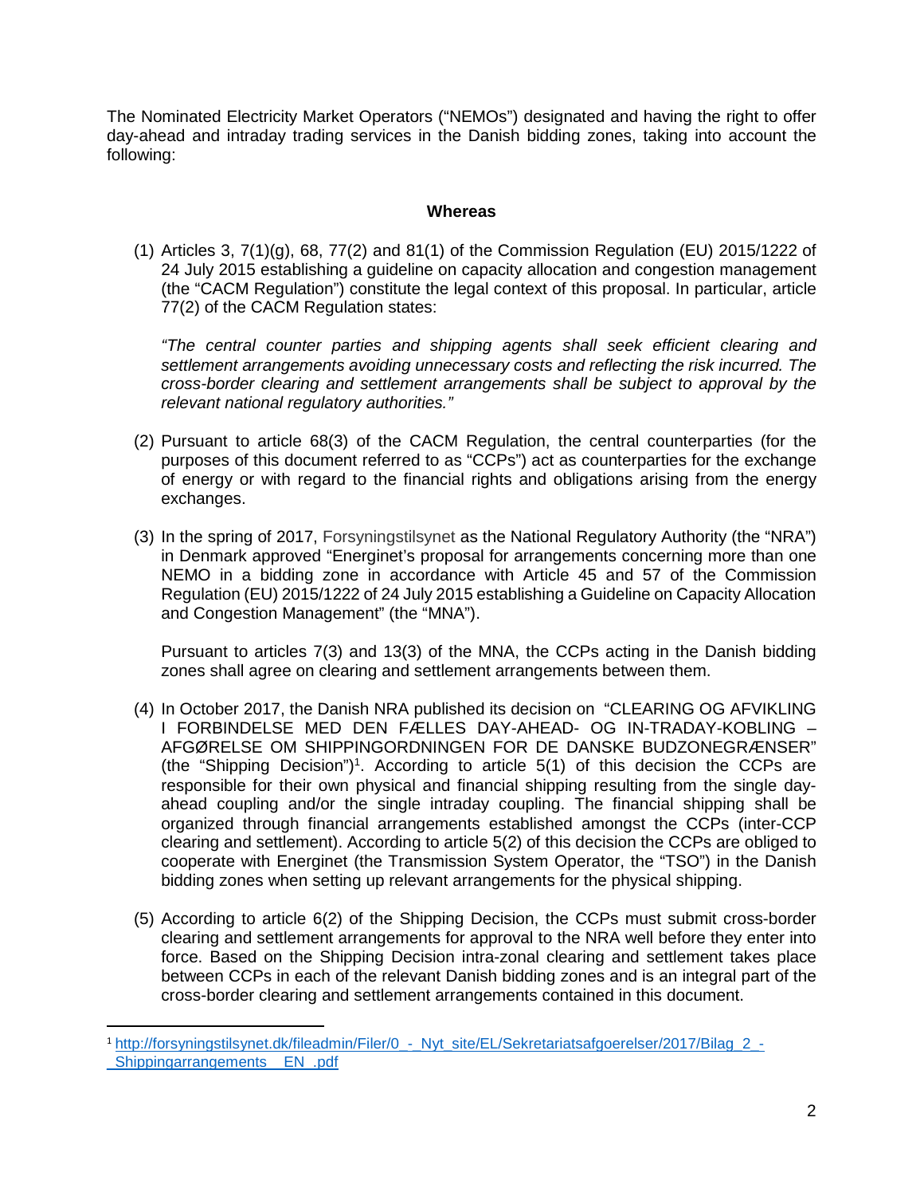The Nominated Electricity Market Operators ("NEMOs") designated and having the right to offer day-ahead and intraday trading services in the Danish bidding zones, taking into account the following:

**Whereas**

(1) Articles 3, 7(1)(g), 68, 77(2) and 81(1) of the Commission Regulation (EU) 2015/1222 of 24 July 2015 establishing a guideline on capacity allocation and congestion management (the "CACM Regulation") constitute the legal context of this proposal. In particular, article 77(2) of the CACM Regulation states:

*"The central counter parties and shipping agents shall seek efficient clearing and settlement arrangements avoiding unnecessary costs and reflecting the risk incurred. The cross-border clearing and settlement arrangements shall be subject to approval by the relevant national regulatory authorities."*

(2) Pursuant to article 68(3) of the CACM Regulation, the central counterparties (for the purposes of this document referred to as "CCPs") act as counterparties for the exchange of energy or with regard to the financial rights and obligations arising from the energy exchanges.

(3) In the spring of 2017, Forsyningstilsynet as the National Regulatory Authority (the "NRA") in Denmark approved "Energinet's proposal for arrangements concerning more than one NEMO in a bidding zone in accordance with Article 45 and 57 of the Commission Regulation (EU) 2015/1222 of 24 July 2015 establishing a Guideline on Capacity Allocation and Congestion Management" (the "MNA").

Pursuant to articles 7(3) and 13(3) of the MNA, the CCPs acting in the Danish bidding zones shall agree on clearing and settlement arrangements between them.

(4) In October 2017, the Danish NRA published its decision on "CLEARING OG AFVIKLING I FORBINDELSE MED DEN FÆLLES DAY-AHEAD- OG IN-TRADAY-KOBLING – AFGØRELSE OM SHIPPINGORDNINGEN FOR DE DANSKE BUDZONEGRÆNSER" (the "Shipping Decision")[1]. According to article 5(1) of this decision the CCPs are responsible for their own physical and financial shipping resulting from the single day-ahead coupling and/or the single intraday coupling. The financial shipping shall be organized through financial arrangements established amongst the CCPs (inter-CCP clearing and settlement). According to article 5(2) of this decision the CCPs are obliged to cooperate with Energinet (the Transmission System Operator, the "TSO") in the Danish bidding zones when setting up relevant arrangements for the physical shipping.

(5) According to article 6(2) of the Shipping Decision, the CCPs must submit cross-border clearing and settlement arrangements for approval to the NRA well before they enter into force. Based on the Shipping Decision intra-zonal clearing and settlement takes place between CCPs in each of the relevant Danish bidding zones and is an integral part of the cross-border clearing and settlement arrangements contained in this document.

---

[1] http://forsyningstilsynet.dk/fileadmin/Filer/0_-_Nyt_site/EL/Sekretariatsafgoerelser/2017/Bilag_2_-_Shippingarrangements__EN_.pdf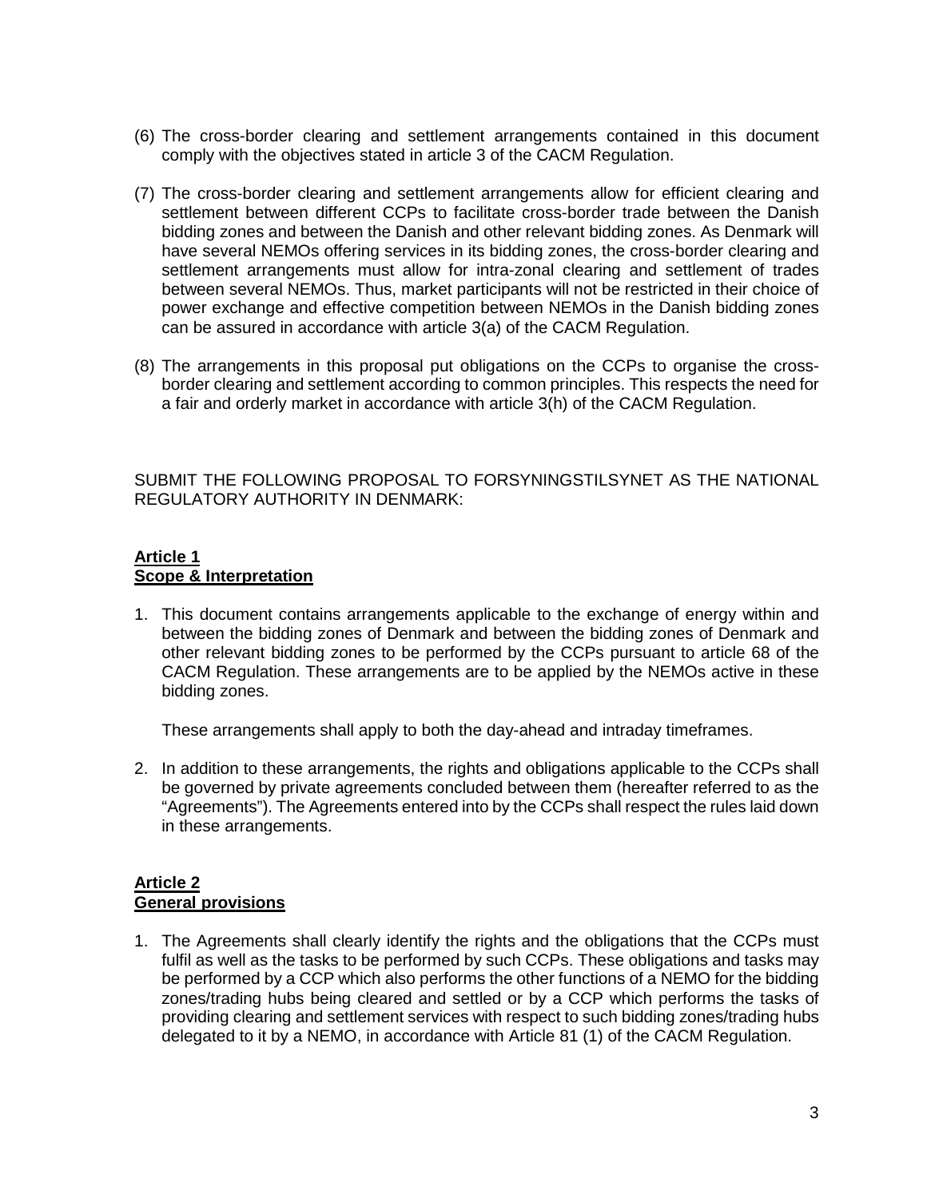(6) The cross-border clearing and settlement arrangements contained in this document comply with the objectives stated in article 3 of the CACM Regulation.

(7) The cross-border clearing and settlement arrangements allow for efficient clearing and settlement between different CCPs to facilitate cross-border trade between the Danish bidding zones and between the Danish and other relevant bidding zones. As Denmark will have several NEMOs offering services in its bidding zones, the cross-border clearing and settlement arrangements must allow for intra-zonal clearing and settlement of trades between several NEMOs. Thus, market participants will not be restricted in their choice of power exchange and effective competition between NEMOs in the Danish bidding zones can be assured in accordance with article 3(a) of the CACM Regulation.

(8) The arrangements in this proposal put obligations on the CCPs to organise the cross-border clearing and settlement according to common principles. This respects the need for a fair and orderly market in accordance with article 3(h) of the CACM Regulation.

SUBMIT THE FOLLOWING PROPOSAL TO FORSYNINGSTILSYNET AS THE NATIONAL REGULATORY AUTHORITY IN DENMARK:

## Article 1
## Scope & Interpretation

1. This document contains arrangements applicable to the exchange of energy within and between the bidding zones of Denmark and between the bidding zones of Denmark and other relevant bidding zones to be performed by the CCPs pursuant to article 68 of the CACM Regulation. These arrangements are to be applied by the NEMOs active in these bidding zones.

   These arrangements shall apply to both the day-ahead and intraday timeframes.

2. In addition to these arrangements, the rights and obligations applicable to the CCPs shall be governed by private agreements concluded between them (hereafter referred to as the "Agreements"). The Agreements entered into by the CCPs shall respect the rules laid down in these arrangements.

## Article 2
## General provisions

1. The Agreements shall clearly identify the rights and the obligations that the CCPs must fulfil as well as the tasks to be performed by such CCPs. These obligations and tasks may be performed by a CCP which also performs the other functions of a NEMO for the bidding zones/trading hubs being cleared and settled or by a CCP which performs the tasks of providing clearing and settlement services with respect to such bidding zones/trading hubs delegated to it by a NEMO, in accordance with Article 81 (1) of the CACM Regulation.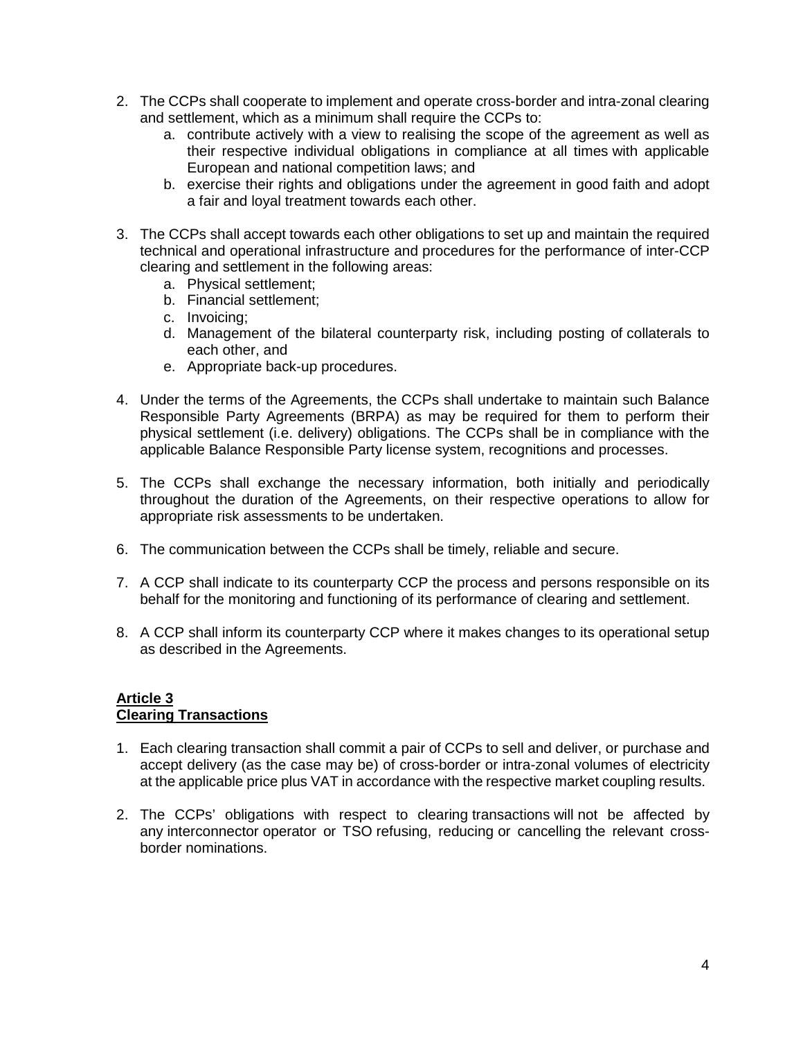2. The CCPs shall cooperate to implement and operate cross-border and intra-zonal clearing and settlement, which as a minimum shall require the CCPs to:
   a. contribute actively with a view to realising the scope of the agreement as well as their respective individual obligations in compliance at all times with applicable European and national competition laws; and
   b. exercise their rights and obligations under the agreement in good faith and adopt a fair and loyal treatment towards each other.

3. The CCPs shall accept towards each other obligations to set up and maintain the required technical and operational infrastructure and procedures for the performance of inter-CCP clearing and settlement in the following areas:
   a. Physical settlement;
   b. Financial settlement;
   c. Invoicing;
   d. Management of the bilateral counterparty risk, including posting of collaterals to each other, and
   e. Appropriate back-up procedures.

4. Under the terms of the Agreements, the CCPs shall undertake to maintain such Balance Responsible Party Agreements (BRPA) as may be required for them to perform their physical settlement (i.e. delivery) obligations. The CCPs shall be in compliance with the applicable Balance Responsible Party license system, recognitions and processes.

5. The CCPs shall exchange the necessary information, both initially and periodically throughout the duration of the Agreements, on their respective operations to allow for appropriate risk assessments to be undertaken.

6. The communication between the CCPs shall be timely, reliable and secure.

7. A CCP shall indicate to its counterparty CCP the process and persons responsible on its behalf for the monitoring and functioning of its performance of clearing and settlement.

8. A CCP shall inform its counterparty CCP where it makes changes to its operational setup as described in the Agreements.

## Article 3
## Clearing Transactions

1. Each clearing transaction shall commit a pair of CCPs to sell and deliver, or purchase and accept delivery (as the case may be) of cross-border or intra-zonal volumes of electricity at the applicable price plus VAT in accordance with the respective market coupling results.

2. The CCPs' obligations with respect to clearing transactions will not be affected by any interconnector operator or TSO refusing, reducing or cancelling the relevant cross-border nominations.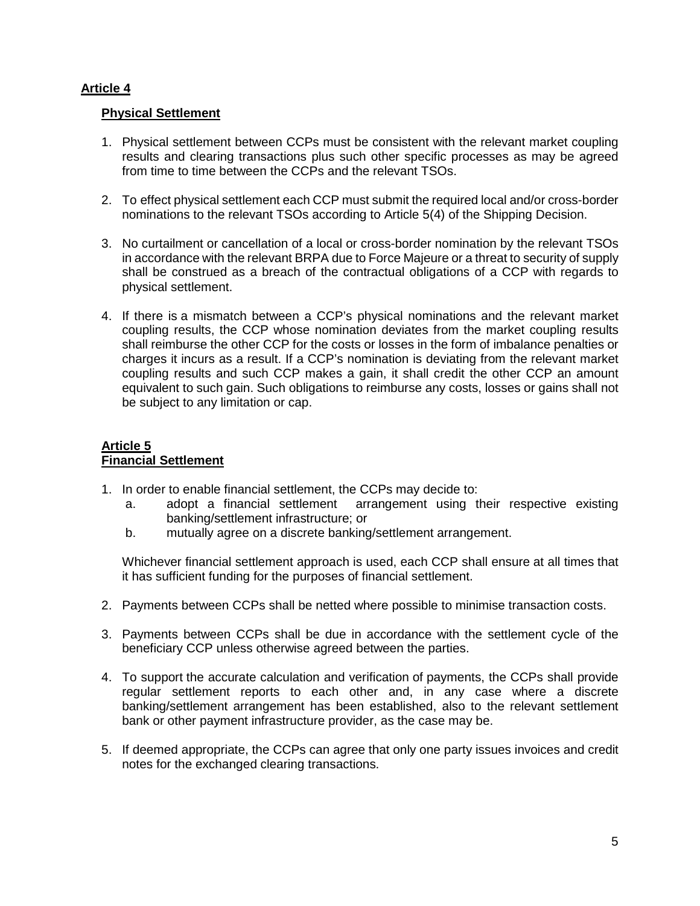## Article 4

### Physical Settlement

1. Physical settlement between CCPs must be consistent with the relevant market coupling results and clearing transactions plus such other specific processes as may be agreed from time to time between the CCPs and the relevant TSOs.

2. To effect physical settlement each CCP must submit the required local and/or cross-border nominations to the relevant TSOs according to Article 5(4) of the Shipping Decision.

3. No curtailment or cancellation of a local or cross-border nomination by the relevant TSOs in accordance with the relevant BRPA due to Force Majeure or a threat to security of supply shall be construed as a breach of the contractual obligations of a CCP with regards to physical settlement.

4. If there is a mismatch between a CCP's physical nominations and the relevant market coupling results, the CCP whose nomination deviates from the market coupling results shall reimburse the other CCP for the costs or losses in the form of imbalance penalties or charges it incurs as a result. If a CCP's nomination is deviating from the relevant market coupling results and such CCP makes a gain, it shall credit the other CCP an amount equivalent to such gain. Such obligations to reimburse any costs, losses or gains shall not be subject to any limitation or cap.

## Article 5

### Financial Settlement

1. In order to enable financial settlement, the CCPs may decide to:
   a. adopt a financial settlement arrangement using their respective existing banking/settlement infrastructure; or
   b. mutually agree on a discrete banking/settlement arrangement.

   Whichever financial settlement approach is used, each CCP shall ensure at all times that it has sufficient funding for the purposes of financial settlement.

2. Payments between CCPs shall be netted where possible to minimise transaction costs.

3. Payments between CCPs shall be due in accordance with the settlement cycle of the beneficiary CCP unless otherwise agreed between the parties.

4. To support the accurate calculation and verification of payments, the CCPs shall provide regular settlement reports to each other and, in any case where a discrete banking/settlement arrangement has been established, also to the relevant settlement bank or other payment infrastructure provider, as the case may be.

5. If deemed appropriate, the CCPs can agree that only one party issues invoices and credit notes for the exchanged clearing transactions.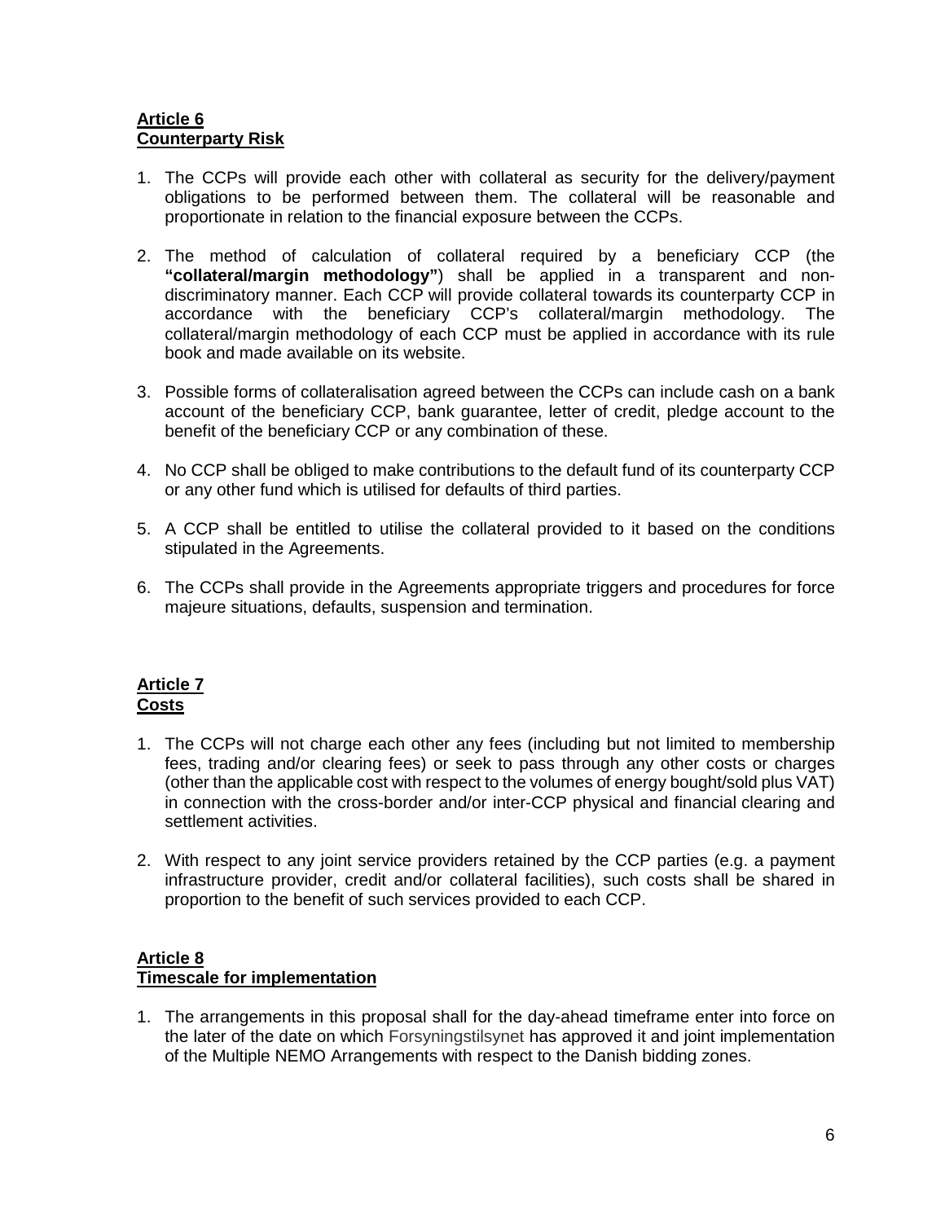**Article 6**
**Counterparty Risk**

1. The CCPs will provide each other with collateral as security for the delivery/payment obligations to be performed between them. The collateral will be reasonable and proportionate in relation to the financial exposure between the CCPs.

2. The method of calculation of collateral required by a beneficiary CCP (the **"collateral/margin methodology"**) shall be applied in a transparent and non-discriminatory manner. Each CCP will provide collateral towards its counterparty CCP in accordance with the beneficiary CCP's collateral/margin methodology. The collateral/margin methodology of each CCP must be applied in accordance with its rule book and made available on its website.

3. Possible forms of collateralisation agreed between the CCPs can include cash on a bank account of the beneficiary CCP, bank guarantee, letter of credit, pledge account to the benefit of the beneficiary CCP or any combination of these.

4. No CCP shall be obliged to make contributions to the default fund of its counterparty CCP or any other fund which is utilised for defaults of third parties.

5. A CCP shall be entitled to utilise the collateral provided to it based on the conditions stipulated in the Agreements.

6. The CCPs shall provide in the Agreements appropriate triggers and procedures for force majeure situations, defaults, suspension and termination.

**Article 7**
**Costs**

1. The CCPs will not charge each other any fees (including but not limited to membership fees, trading and/or clearing fees) or seek to pass through any other costs or charges (other than the applicable cost with respect to the volumes of energy bought/sold plus VAT) in connection with the cross-border and/or inter-CCP physical and financial clearing and settlement activities.

2. With respect to any joint service providers retained by the CCP parties (e.g. a payment infrastructure provider, credit and/or collateral facilities), such costs shall be shared in proportion to the benefit of such services provided to each CCP.

**Article 8**
**Timescale for implementation**

1. The arrangements in this proposal shall for the day-ahead timeframe enter into force on the later of the date on which Forsyningstilsynet has approved it and joint implementation of the Multiple NEMO Arrangements with respect to the Danish bidding zones.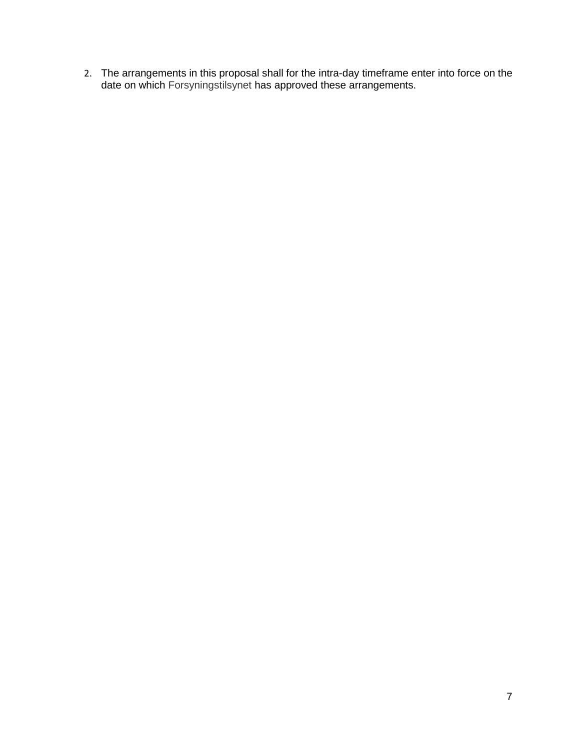2. The arrangements in this proposal shall for the intra-day timeframe enter into force on the date on which Forsyningstilsynet has approved these arrangements.